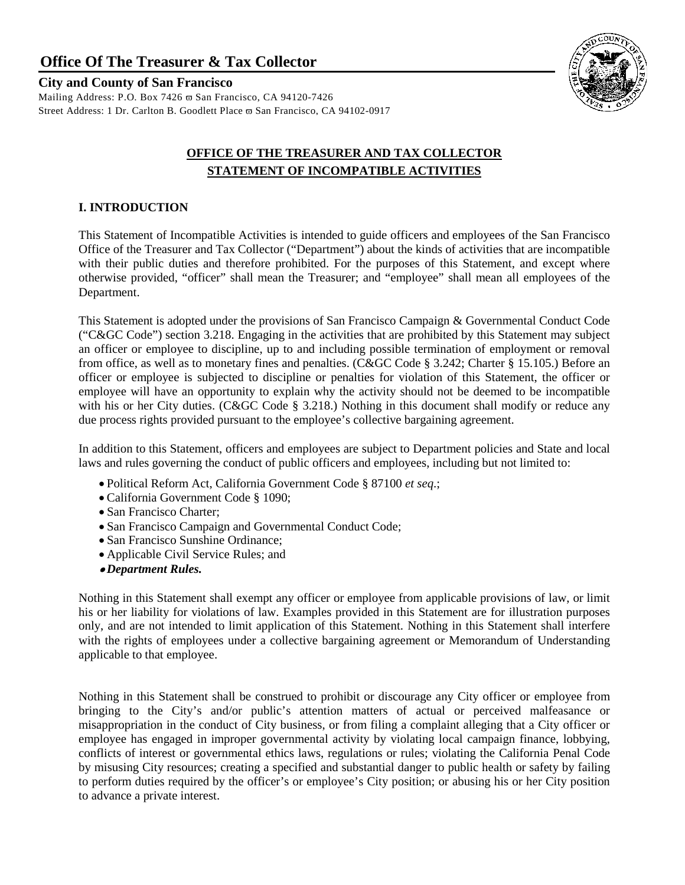# Office Of The Treasurer & Tax Collector

**City and County of San Francisco**
Mailing Address: P.O. Box 7426 ϖ San Francisco, CA 94120-7426
Street Address: 1 Dr. Carlton B. Goodlett Place ϖ San Francisco, CA 94102-0917

## OFFICE OF THE TREASURER AND TAX COLLECTOR
## STATEMENT OF INCOMPATIBLE ACTIVITIES

### I. INTRODUCTION

This Statement of Incompatible Activities is intended to guide officers and employees of the San Francisco Office of the Treasurer and Tax Collector ("Department") about the kinds of activities that are incompatible with their public duties and therefore prohibited. For the purposes of this Statement, and except where otherwise provided, "officer" shall mean the Treasurer; and "employee" shall mean all employees of the Department.

This Statement is adopted under the provisions of San Francisco Campaign & Governmental Conduct Code ("C&GC Code") section 3.218. Engaging in the activities that are prohibited by this Statement may subject an officer or employee to discipline, up to and including possible termination of employment or removal from office, as well as to monetary fines and penalties. (C&GC Code § 3.242; Charter § 15.105.) Before an officer or employee is subjected to discipline or penalties for violation of this Statement, the officer or employee will have an opportunity to explain why the activity should not be deemed to be incompatible with his or her City duties. (C&GC Code § 3.218.) Nothing in this document shall modify or reduce any due process rights provided pursuant to the employee's collective bargaining agreement.

In addition to this Statement, officers and employees are subject to Department policies and State and local laws and rules governing the conduct of public officers and employees, including but not limited to:

- Political Reform Act, California Government Code § 87100 *et seq.*;
- California Government Code § 1090;
- San Francisco Charter;
- San Francisco Campaign and Governmental Conduct Code;
- San Francisco Sunshine Ordinance;
- Applicable Civil Service Rules; and
- ***Department Rules.***

Nothing in this Statement shall exempt any officer or employee from applicable provisions of law, or limit his or her liability for violations of law. Examples provided in this Statement are for illustration purposes only, and are not intended to limit application of this Statement. Nothing in this Statement shall interfere with the rights of employees under a collective bargaining agreement or Memorandum of Understanding applicable to that employee.

Nothing in this Statement shall be construed to prohibit or discourage any City officer or employee from bringing to the City's and/or public's attention matters of actual or perceived malfeasance or misappropriation in the conduct of City business, or from filing a complaint alleging that a City officer or employee has engaged in improper governmental activity by violating local campaign finance, lobbying, conflicts of interest or governmental ethics laws, regulations or rules; violating the California Penal Code by misusing City resources; creating a specified and substantial danger to public health or safety by failing to perform duties required by the officer's or employee's City position; or abusing his or her City position to advance a private interest.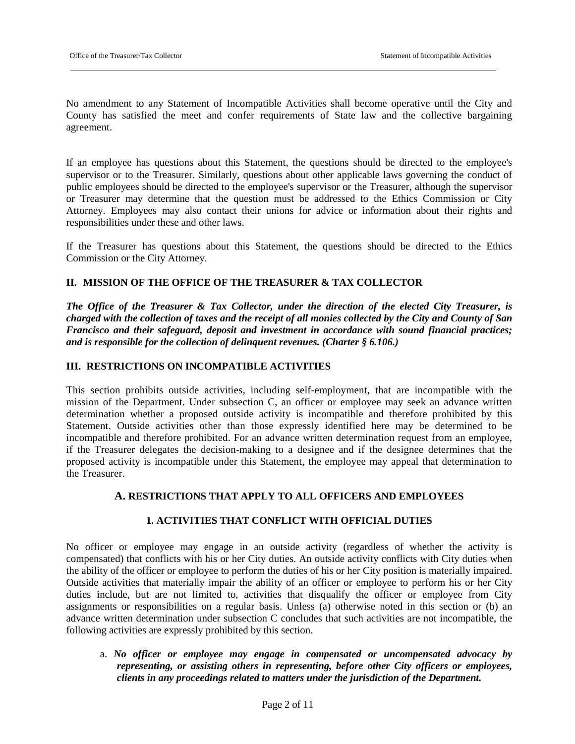No amendment to any Statement of Incompatible Activities shall become operative until the City and County has satisfied the meet and confer requirements of State law and the collective bargaining agreement.

If an employee has questions about this Statement, the questions should be directed to the employee's supervisor or to the Treasurer. Similarly, questions about other applicable laws governing the conduct of public employees should be directed to the employee's supervisor or the Treasurer, although the supervisor or Treasurer may determine that the question must be addressed to the Ethics Commission or City Attorney. Employees may also contact their unions for advice or information about their rights and responsibilities under these and other laws.

If the Treasurer has questions about this Statement, the questions should be directed to the Ethics Commission or the City Attorney.

## II. MISSION OF THE OFFICE OF THE TREASURER & TAX COLLECTOR

***The Office of the Treasurer & Tax Collector, under the direction of the elected City Treasurer, is charged with the collection of taxes and the receipt of all monies collected by the City and County of San Francisco and their safeguard, deposit and investment in accordance with sound financial practices; and is responsible for the collection of delinquent revenues. (Charter § 6.106.)***

## III. RESTRICTIONS ON INCOMPATIBLE ACTIVITIES

This section prohibits outside activities, including self-employment, that are incompatible with the mission of the Department. Under subsection C, an officer or employee may seek an advance written determination whether a proposed outside activity is incompatible and therefore prohibited by this Statement. Outside activities other than those expressly identified here may be determined to be incompatible and therefore prohibited. For an advance written determination request from an employee, if the Treasurer delegates the decision-making to a designee and if the designee determines that the proposed activity is incompatible under this Statement, the employee may appeal that determination to the Treasurer.

### A. RESTRICTIONS THAT APPLY TO ALL OFFICERS AND EMPLOYEES

#### 1. ACTIVITIES THAT CONFLICT WITH OFFICIAL DUTIES

No officer or employee may engage in an outside activity (regardless of whether the activity is compensated) that conflicts with his or her City duties. An outside activity conflicts with City duties when the ability of the officer or employee to perform the duties of his or her City position is materially impaired. Outside activities that materially impair the ability of an officer or employee to perform his or her City duties include, but are not limited to, activities that disqualify the officer or employee from City assignments or responsibilities on a regular basis. Unless (a) otherwise noted in this section or (b) an advance written determination under subsection C concludes that such activities are not incompatible, the following activities are expressly prohibited by this section.

a. ***No officer or employee may engage in compensated or uncompensated advocacy by representing, or assisting others in representing, before other City officers or employees, clients in any proceedings related to matters under the jurisdiction of the Department.***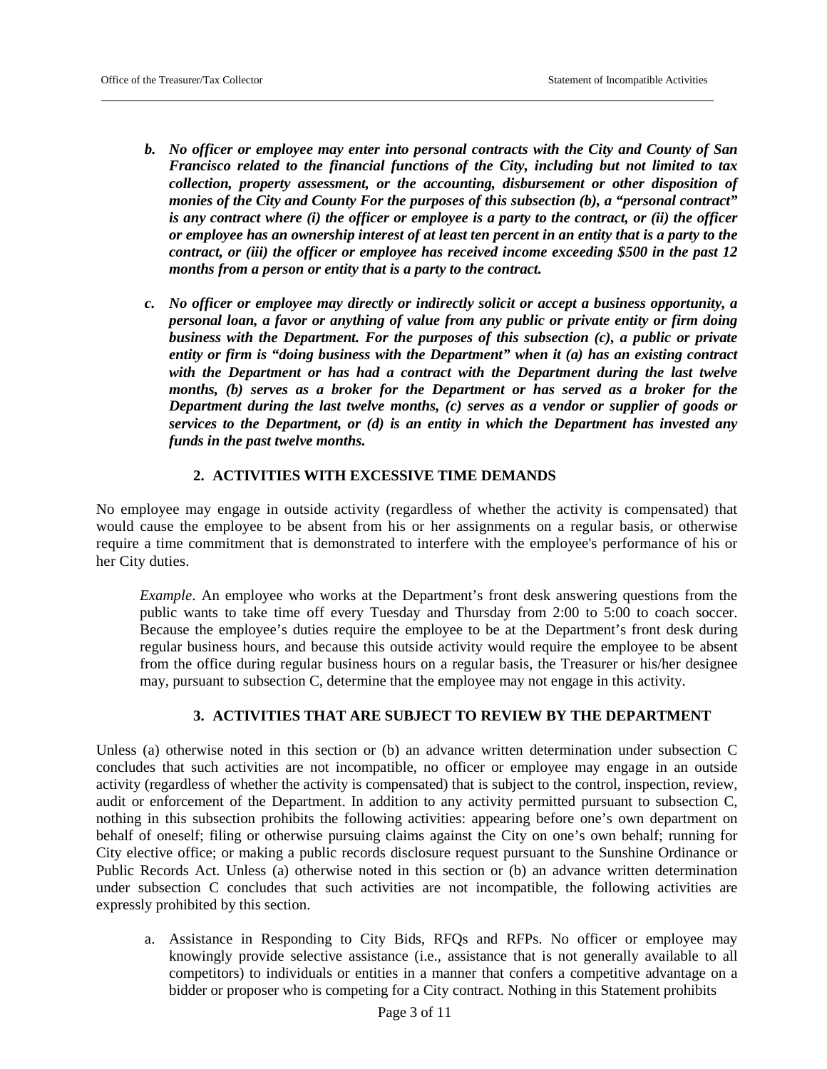*b. **No officer or employee may enter into personal contracts with the City and County of San Francisco related to the financial functions of the City, including but not limited to tax collection, property assessment, or the accounting, disbursement or other disposition of monies of the City and County For the purposes of this subsection (b), a "personal contract" is any contract where (i) the officer or employee is a party to the contract, or (ii) the officer or employee has an ownership interest of at least ten percent in an entity that is a party to the contract, or (iii) the officer or employee has received income exceeding $500 in the past 12 months from a person or entity that is a party to the contract.***

*c. **No officer or employee may directly or indirectly solicit or accept a business opportunity, a personal loan, a favor or anything of value from any public or private entity or firm doing business with the Department. For the purposes of this subsection (c), a public or private entity or firm is "doing business with the Department" when it (a) has an existing contract with the Department or has had a contract with the Department during the last twelve months, (b) serves as a broker for the Department or has served as a broker for the Department during the last twelve months, (c) serves as a vendor or supplier of goods or services to the Department, or (d) is an entity in which the Department has invested any funds in the past twelve months.***

### 2. ACTIVITIES WITH EXCESSIVE TIME DEMANDS

No employee may engage in outside activity (regardless of whether the activity is compensated) that would cause the employee to be absent from his or her assignments on a regular basis, or otherwise require a time commitment that is demonstrated to interfere with the employee's performance of his or her City duties.

> *Example*. An employee who works at the Department's front desk answering questions from the public wants to take time off every Tuesday and Thursday from 2:00 to 5:00 to coach soccer. Because the employee's duties require the employee to be at the Department's front desk during regular business hours, and because this outside activity would require the employee to be absent from the office during regular business hours on a regular basis, the Treasurer or his/her designee may, pursuant to subsection C, determine that the employee may not engage in this activity.

### 3. ACTIVITIES THAT ARE SUBJECT TO REVIEW BY THE DEPARTMENT

Unless (a) otherwise noted in this section or (b) an advance written determination under subsection C concludes that such activities are not incompatible, no officer or employee may engage in an outside activity (regardless of whether the activity is compensated) that is subject to the control, inspection, review, audit or enforcement of the Department. In addition to any activity permitted pursuant to subsection C, nothing in this subsection prohibits the following activities: appearing before one's own department on behalf of oneself; filing or otherwise pursuing claims against the City on one's own behalf; running for City elective office; or making a public records disclosure request pursuant to the Sunshine Ordinance or Public Records Act. Unless (a) otherwise noted in this section or (b) an advance written determination under subsection C concludes that such activities are not incompatible, the following activities are expressly prohibited by this section.

a. Assistance in Responding to City Bids, RFQs and RFPs. No officer or employee may knowingly provide selective assistance (i.e., assistance that is not generally available to all competitors) to individuals or entities in a manner that confers a competitive advantage on a bidder or proposer who is competing for a City contract. Nothing in this Statement prohibits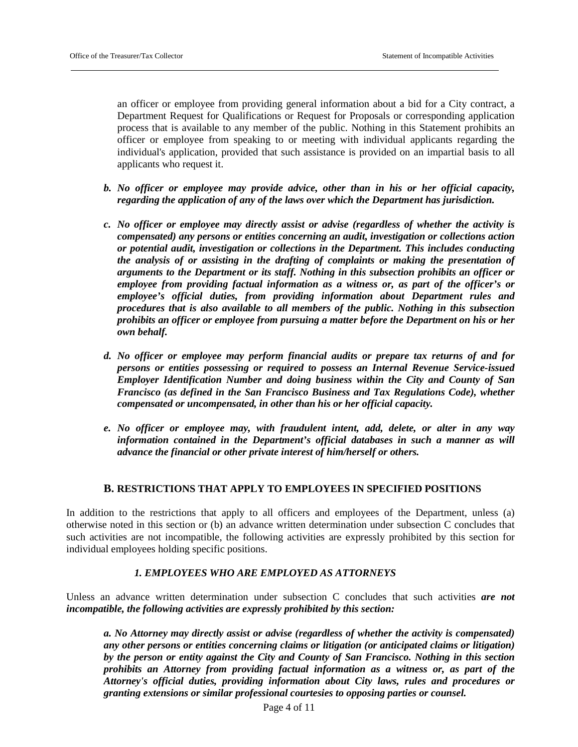an officer or employee from providing general information about a bid for a City contract, a Department Request for Qualifications or Request for Proposals or corresponding application process that is available to any member of the public. Nothing in this Statement prohibits an officer or employee from speaking to or meeting with individual applicants regarding the individual's application, provided that such assistance is provided on an impartial basis to all applicants who request it.

***b. No officer or employee may provide advice, other than in his or her official capacity, regarding the application of any of the laws over which the Department has jurisdiction.***

***c. No officer or employee may directly assist or advise (regardless of whether the activity is compensated) any persons or entities concerning an audit, investigation or collections action or potential audit, investigation or collections in the Department. This includes conducting the analysis of or assisting in the drafting of complaints or making the presentation of arguments to the Department or its staff. Nothing in this subsection prohibits an officer or employee from providing factual information as a witness or, as part of the officer's or employee's official duties, from providing information about Department rules and procedures that is also available to all members of the public. Nothing in this subsection prohibits an officer or employee from pursuing a matter before the Department on his or her own behalf.***

***d. No officer or employee may perform financial audits or prepare tax returns of and for persons or entities possessing or required to possess an Internal Revenue Service-issued Employer Identification Number and doing business within the City and County of San Francisco (as defined in the San Francisco Business and Tax Regulations Code), whether compensated or uncompensated, in other than his or her official capacity.***

***e. No officer or employee may, with fraudulent intent, add, delete, or alter in any way information contained in the Department's official databases in such a manner as will advance the financial or other private interest of him/herself or others.***

## B. RESTRICTIONS THAT APPLY TO EMPLOYEES IN SPECIFIED POSITIONS

In addition to the restrictions that apply to all officers and employees of the Department, unless (a) otherwise noted in this section or (b) an advance written determination under subsection C concludes that such activities are not incompatible, the following activities are expressly prohibited by this section for individual employees holding specific positions.

### *1. EMPLOYEES WHO ARE EMPLOYED AS ATTORNEYS*

Unless an advance written determination under subsection C concludes that such activities ***are not incompatible, the following activities are expressly prohibited by this section:***

***a. No Attorney may directly assist or advise (regardless of whether the activity is compensated) any other persons or entities concerning claims or litigation (or anticipated claims or litigation) by the person or entity against the City and County of San Francisco. Nothing in this section prohibits an Attorney from providing factual information as a witness or, as part of the Attorney's official duties, providing information about City laws, rules and procedures or granting extensions or similar professional courtesies to opposing parties or counsel.***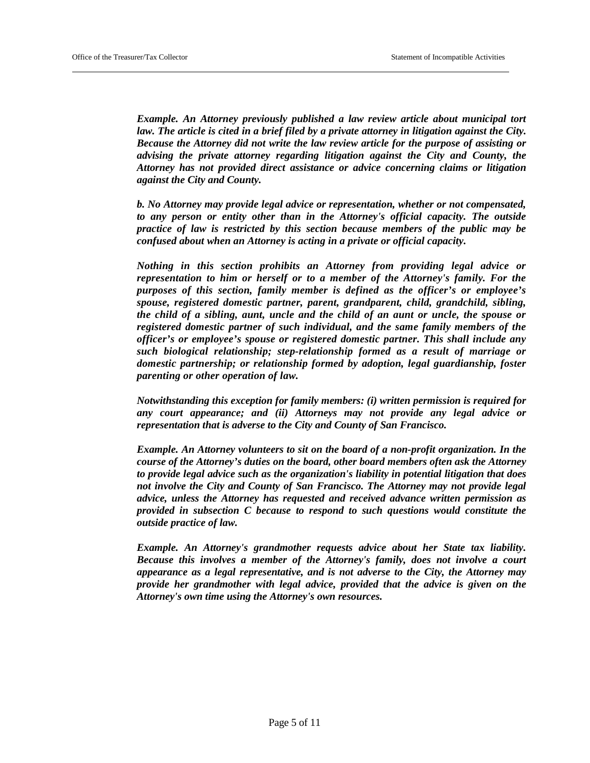***Example. An Attorney previously published a law review article about municipal tort law. The article is cited in a brief filed by a private attorney in litigation against the City. Because the Attorney did not write the law review article for the purpose of assisting or advising the private attorney regarding litigation against the City and County, the Attorney has not provided direct assistance or advice concerning claims or litigation against the City and County.***

***b. No Attorney may provide legal advice or representation, whether or not compensated, to any person or entity other than in the Attorney's official capacity. The outside practice of law is restricted by this section because members of the public may be confused about when an Attorney is acting in a private or official capacity.***

***Nothing in this section prohibits an Attorney from providing legal advice or representation to him or herself or to a member of the Attorney's family. For the purposes of this section, family member is defined as the officer's or employee's spouse, registered domestic partner, parent, grandparent, child, grandchild, sibling, the child of a sibling, aunt, uncle and the child of an aunt or uncle, the spouse or registered domestic partner of such individual, and the same family members of the officer's or employee's spouse or registered domestic partner. This shall include any such biological relationship; step-relationship formed as a result of marriage or domestic partnership; or relationship formed by adoption, legal guardianship, foster parenting or other operation of law.***

***Notwithstanding this exception for family members: (i) written permission is required for any court appearance; and (ii) Attorneys may not provide any legal advice or representation that is adverse to the City and County of San Francisco.***

***Example. An Attorney volunteers to sit on the board of a non-profit organization. In the course of the Attorney's duties on the board, other board members often ask the Attorney to provide legal advice such as the organization's liability in potential litigation that does not involve the City and County of San Francisco. The Attorney may not provide legal advice, unless the Attorney has requested and received advance written permission as provided in subsection C because to respond to such questions would constitute the outside practice of law.***

***Example. An Attorney's grandmother requests advice about her State tax liability. Because this involves a member of the Attorney's family, does not involve a court appearance as a legal representative, and is not adverse to the City, the Attorney may provide her grandmother with legal advice, provided that the advice is given on the Attorney's own time using the Attorney's own resources.***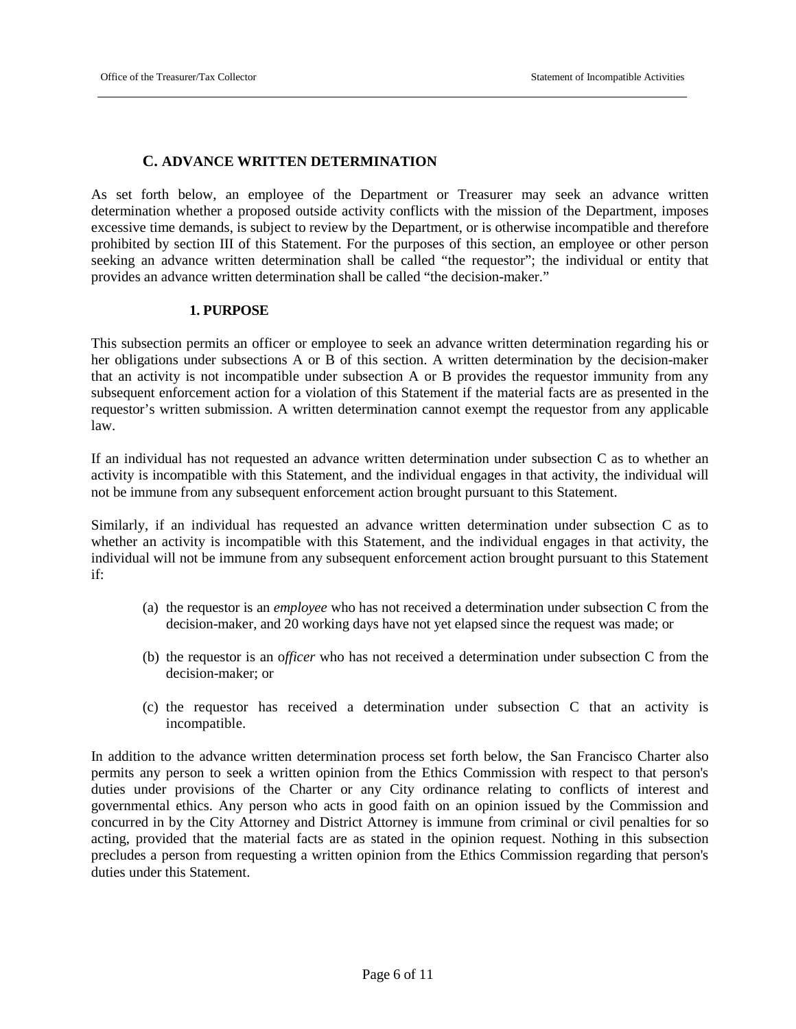## C. ADVANCE WRITTEN DETERMINATION

As set forth below, an employee of the Department or Treasurer may seek an advance written determination whether a proposed outside activity conflicts with the mission of the Department, imposes excessive time demands, is subject to review by the Department, or is otherwise incompatible and therefore prohibited by section III of this Statement. For the purposes of this section, an employee or other person seeking an advance written determination shall be called "the requestor"; the individual or entity that provides an advance written determination shall be called "the decision-maker."

### 1. PURPOSE

This subsection permits an officer or employee to seek an advance written determination regarding his or her obligations under subsections A or B of this section. A written determination by the decision-maker that an activity is not incompatible under subsection A or B provides the requestor immunity from any subsequent enforcement action for a violation of this Statement if the material facts are as presented in the requestor's written submission. A written determination cannot exempt the requestor from any applicable law.

If an individual has not requested an advance written determination under subsection C as to whether an activity is incompatible with this Statement, and the individual engages in that activity, the individual will not be immune from any subsequent enforcement action brought pursuant to this Statement.

Similarly, if an individual has requested an advance written determination under subsection C as to whether an activity is incompatible with this Statement, and the individual engages in that activity, the individual will not be immune from any subsequent enforcement action brought pursuant to this Statement if:

(a) the requestor is an *employee* who has not received a determination under subsection C from the decision-maker, and 20 working days have not yet elapsed since the request was made; or

(b) the requestor is an o*fficer* who has not received a determination under subsection C from the decision-maker; or

(c) the requestor has received a determination under subsection C that an activity is incompatible.

In addition to the advance written determination process set forth below, the San Francisco Charter also permits any person to seek a written opinion from the Ethics Commission with respect to that person's duties under provisions of the Charter or any City ordinance relating to conflicts of interest and governmental ethics. Any person who acts in good faith on an opinion issued by the Commission and concurred in by the City Attorney and District Attorney is immune from criminal or civil penalties for so acting, provided that the material facts are as stated in the opinion request. Nothing in this subsection precludes a person from requesting a written opinion from the Ethics Commission regarding that person's duties under this Statement.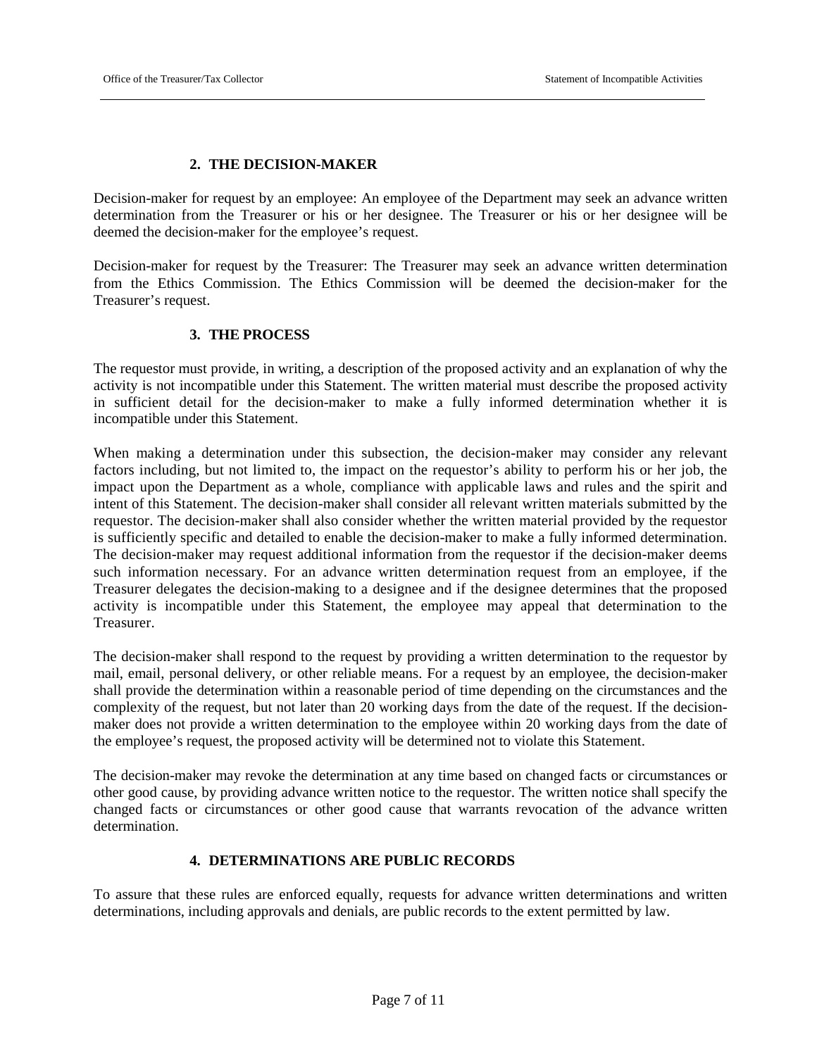## 2. THE DECISION-MAKER

Decision-maker for request by an employee: An employee of the Department may seek an advance written determination from the Treasurer or his or her designee. The Treasurer or his or her designee will be deemed the decision-maker for the employee's request.

Decision-maker for request by the Treasurer: The Treasurer may seek an advance written determination from the Ethics Commission. The Ethics Commission will be deemed the decision-maker for the Treasurer's request.

## 3. THE PROCESS

The requestor must provide, in writing, a description of the proposed activity and an explanation of why the activity is not incompatible under this Statement. The written material must describe the proposed activity in sufficient detail for the decision-maker to make a fully informed determination whether it is incompatible under this Statement.

When making a determination under this subsection, the decision-maker may consider any relevant factors including, but not limited to, the impact on the requestor's ability to perform his or her job, the impact upon the Department as a whole, compliance with applicable laws and rules and the spirit and intent of this Statement. The decision-maker shall consider all relevant written materials submitted by the requestor. The decision-maker shall also consider whether the written material provided by the requestor is sufficiently specific and detailed to enable the decision-maker to make a fully informed determination. The decision-maker may request additional information from the requestor if the decision-maker deems such information necessary. For an advance written determination request from an employee, if the Treasurer delegates the decision-making to a designee and if the designee determines that the proposed activity is incompatible under this Statement, the employee may appeal that determination to the Treasurer.

The decision-maker shall respond to the request by providing a written determination to the requestor by mail, email, personal delivery, or other reliable means. For a request by an employee, the decision-maker shall provide the determination within a reasonable period of time depending on the circumstances and the complexity of the request, but not later than 20 working days from the date of the request. If the decision-maker does not provide a written determination to the employee within 20 working days from the date of the employee's request, the proposed activity will be determined not to violate this Statement.

The decision-maker may revoke the determination at any time based on changed facts or circumstances or other good cause, by providing advance written notice to the requestor. The written notice shall specify the changed facts or circumstances or other good cause that warrants revocation of the advance written determination.

## 4. DETERMINATIONS ARE PUBLIC RECORDS

To assure that these rules are enforced equally, requests for advance written determinations and written determinations, including approvals and denials, are public records to the extent permitted by law.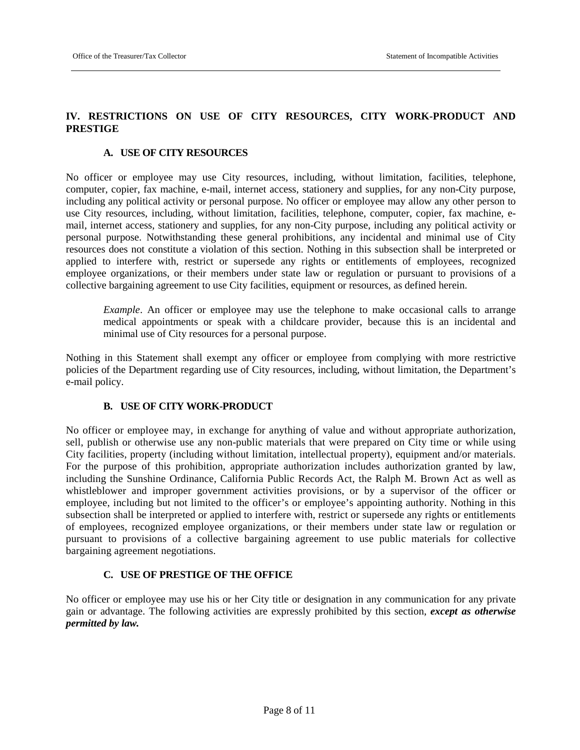## IV. RESTRICTIONS ON USE OF CITY RESOURCES, CITY WORK-PRODUCT AND PRESTIGE

### A. USE OF CITY RESOURCES

No officer or employee may use City resources, including, without limitation, facilities, telephone, computer, copier, fax machine, e-mail, internet access, stationery and supplies, for any non-City purpose, including any political activity or personal purpose. No officer or employee may allow any other person to use City resources, including, without limitation, facilities, telephone, computer, copier, fax machine, e-mail, internet access, stationery and supplies, for any non-City purpose, including any political activity or personal purpose. Notwithstanding these general prohibitions, any incidental and minimal use of City resources does not constitute a violation of this section. Nothing in this subsection shall be interpreted or applied to interfere with, restrict or supersede any rights or entitlements of employees, recognized employee organizations, or their members under state law or regulation or pursuant to provisions of a collective bargaining agreement to use City facilities, equipment or resources, as defined herein.

> *Example*. An officer or employee may use the telephone to make occasional calls to arrange medical appointments or speak with a childcare provider, because this is an incidental and minimal use of City resources for a personal purpose.

Nothing in this Statement shall exempt any officer or employee from complying with more restrictive policies of the Department regarding use of City resources, including, without limitation, the Department's e-mail policy.

### B. USE OF CITY WORK-PRODUCT

No officer or employee may, in exchange for anything of value and without appropriate authorization, sell, publish or otherwise use any non-public materials that were prepared on City time or while using City facilities, property (including without limitation, intellectual property), equipment and/or materials. For the purpose of this prohibition, appropriate authorization includes authorization granted by law, including the Sunshine Ordinance, California Public Records Act, the Ralph M. Brown Act as well as whistleblower and improper government activities provisions, or by a supervisor of the officer or employee, including but not limited to the officer's or employee's appointing authority. Nothing in this subsection shall be interpreted or applied to interfere with, restrict or supersede any rights or entitlements of employees, recognized employee organizations, or their members under state law or regulation or pursuant to provisions of a collective bargaining agreement to use public materials for collective bargaining agreement negotiations.

### C. USE OF PRESTIGE OF THE OFFICE

No officer or employee may use his or her City title or designation in any communication for any private gain or advantage. The following activities are expressly prohibited by this section, ***except as otherwise permitted by law.***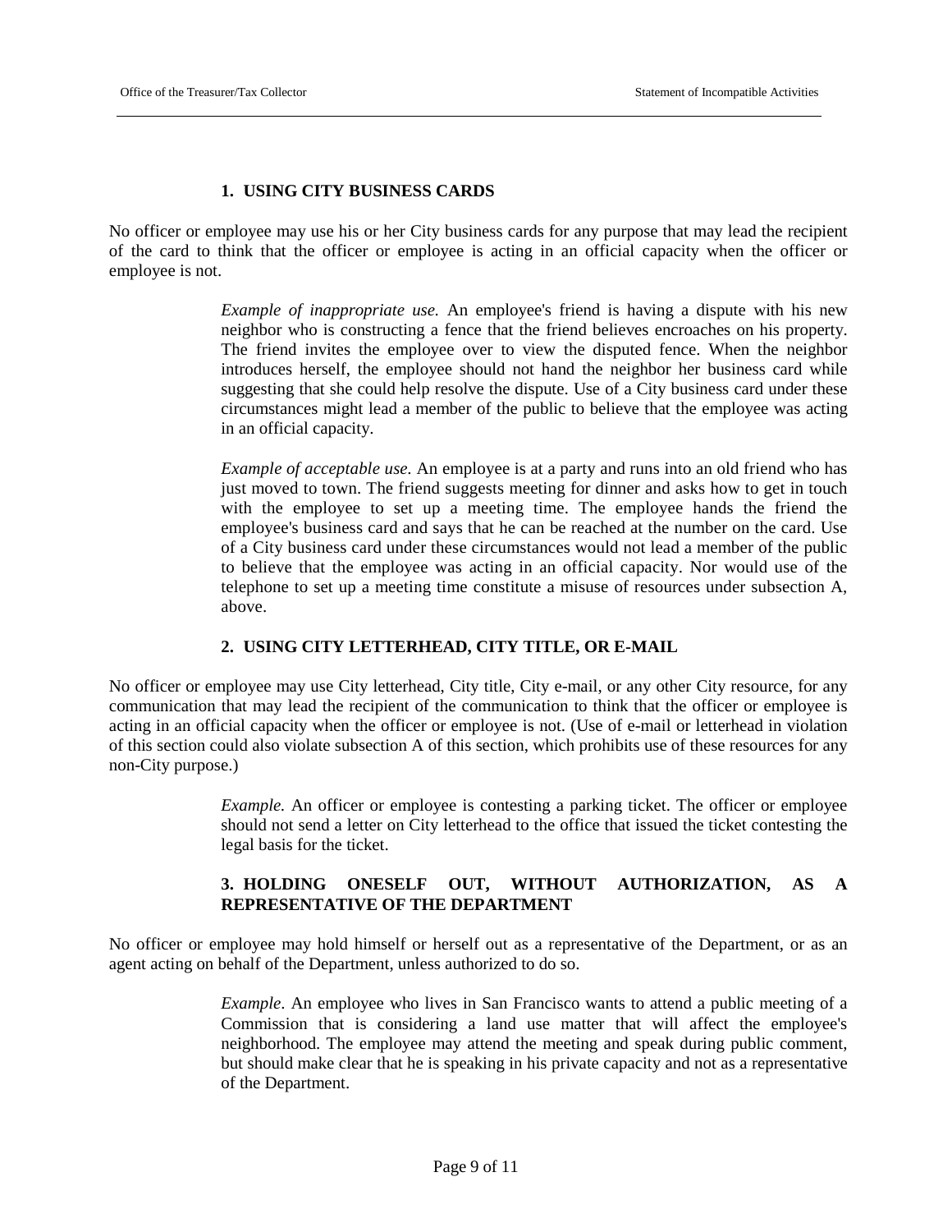### 1. USING CITY BUSINESS CARDS

No officer or employee may use his or her City business cards for any purpose that may lead the recipient of the card to think that the officer or employee is acting in an official capacity when the officer or employee is not.

> *Example of inappropriate use.* An employee's friend is having a dispute with his new neighbor who is constructing a fence that the friend believes encroaches on his property. The friend invites the employee over to view the disputed fence. When the neighbor introduces herself, the employee should not hand the neighbor her business card while suggesting that she could help resolve the dispute. Use of a City business card under these circumstances might lead a member of the public to believe that the employee was acting in an official capacity.
>
> *Example of acceptable use.* An employee is at a party and runs into an old friend who has just moved to town. The friend suggests meeting for dinner and asks how to get in touch with the employee to set up a meeting time. The employee hands the friend the employee's business card and says that he can be reached at the number on the card. Use of a City business card under these circumstances would not lead a member of the public to believe that the employee was acting in an official capacity. Nor would use of the telephone to set up a meeting time constitute a misuse of resources under subsection A, above.

### 2. USING CITY LETTERHEAD, CITY TITLE, OR E-MAIL

No officer or employee may use City letterhead, City title, City e-mail, or any other City resource, for any communication that may lead the recipient of the communication to think that the officer or employee is acting in an official capacity when the officer or employee is not. (Use of e-mail or letterhead in violation of this section could also violate subsection A of this section, which prohibits use of these resources for any non-City purpose.)

> *Example.* An officer or employee is contesting a parking ticket. The officer or employee should not send a letter on City letterhead to the office that issued the ticket contesting the legal basis for the ticket.

### 3. HOLDING ONESELF OUT, WITHOUT AUTHORIZATION, AS A REPRESENTATIVE OF THE DEPARTMENT

No officer or employee may hold himself or herself out as a representative of the Department, or as an agent acting on behalf of the Department, unless authorized to do so.

> *Example*. An employee who lives in San Francisco wants to attend a public meeting of a Commission that is considering a land use matter that will affect the employee's neighborhood. The employee may attend the meeting and speak during public comment, but should make clear that he is speaking in his private capacity and not as a representative of the Department.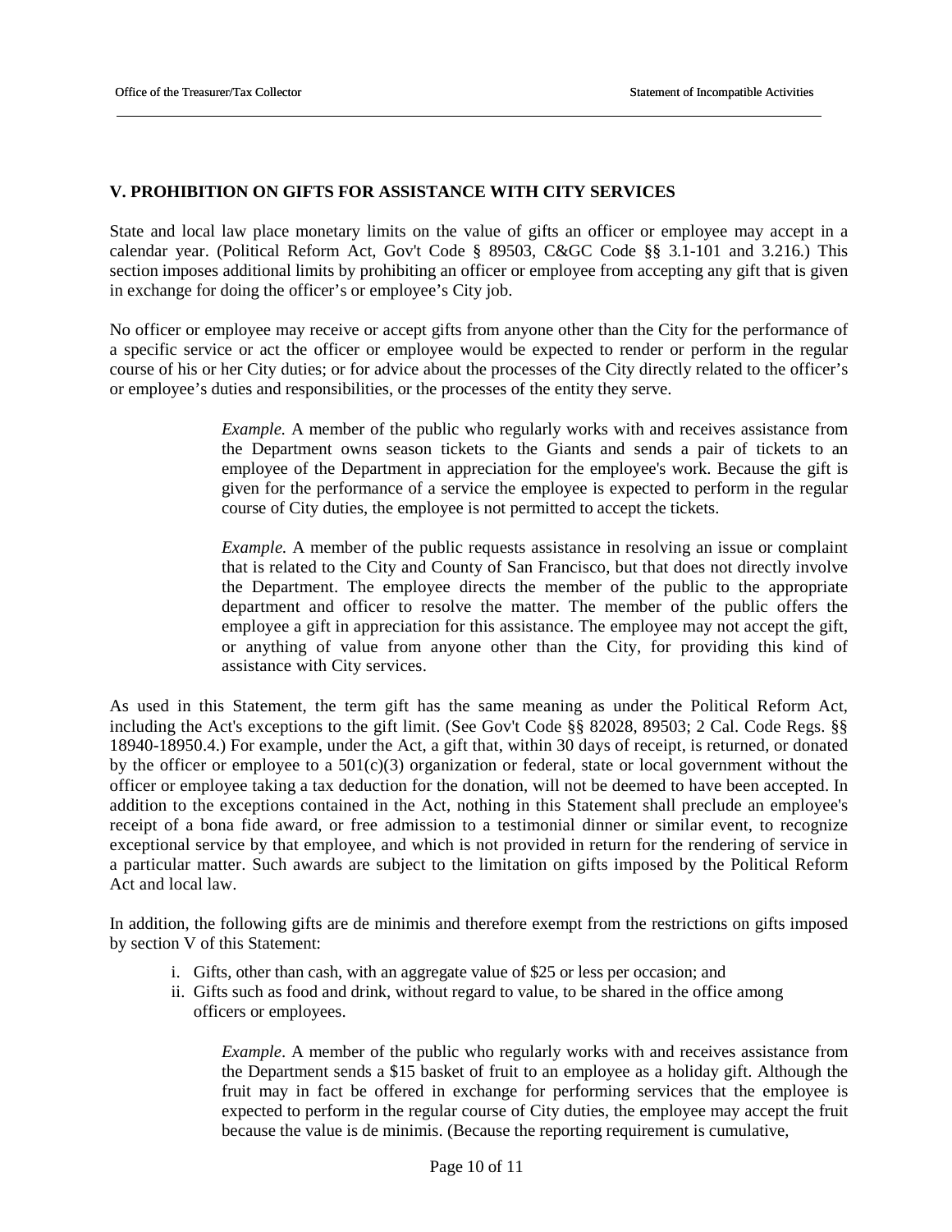## V. PROHIBITION ON GIFTS FOR ASSISTANCE WITH CITY SERVICES

State and local law place monetary limits on the value of gifts an officer or employee may accept in a calendar year. (Political Reform Act, Gov't Code § 89503, C&GC Code §§ 3.1-101 and 3.216.) This section imposes additional limits by prohibiting an officer or employee from accepting any gift that is given in exchange for doing the officer's or employee's City job.

No officer or employee may receive or accept gifts from anyone other than the City for the performance of a specific service or act the officer or employee would be expected to render or perform in the regular course of his or her City duties; or for advice about the processes of the City directly related to the officer's or employee's duties and responsibilities, or the processes of the entity they serve.

> *Example.* A member of the public who regularly works with and receives assistance from the Department owns season tickets to the Giants and sends a pair of tickets to an employee of the Department in appreciation for the employee's work. Because the gift is given for the performance of a service the employee is expected to perform in the regular course of City duties, the employee is not permitted to accept the tickets.

> *Example.* A member of the public requests assistance in resolving an issue or complaint that is related to the City and County of San Francisco, but that does not directly involve the Department. The employee directs the member of the public to the appropriate department and officer to resolve the matter. The member of the public offers the employee a gift in appreciation for this assistance. The employee may not accept the gift, or anything of value from anyone other than the City, for providing this kind of assistance with City services.

As used in this Statement, the term gift has the same meaning as under the Political Reform Act, including the Act's exceptions to the gift limit. (See Gov't Code §§ 82028, 89503; 2 Cal. Code Regs. §§ 18940-18950.4.) For example, under the Act, a gift that, within 30 days of receipt, is returned, or donated by the officer or employee to a 501(c)(3) organization or federal, state or local government without the officer or employee taking a tax deduction for the donation, will not be deemed to have been accepted. In addition to the exceptions contained in the Act, nothing in this Statement shall preclude an employee's receipt of a bona fide award, or free admission to a testimonial dinner or similar event, to recognize exceptional service by that employee, and which is not provided in return for the rendering of service in a particular matter. Such awards are subject to the limitation on gifts imposed by the Political Reform Act and local law.

In addition, the following gifts are de minimis and therefore exempt from the restrictions on gifts imposed by section V of this Statement:

i. Gifts, other than cash, with an aggregate value of $25 or less per occasion; and
ii. Gifts such as food and drink, without regard to value, to be shared in the office among officers or employees.

> *Example*. A member of the public who regularly works with and receives assistance from the Department sends a $15 basket of fruit to an employee as a holiday gift. Although the fruit may in fact be offered in exchange for performing services that the employee is expected to perform in the regular course of City duties, the employee may accept the fruit because the value is de minimis. (Because the reporting requirement is cumulative,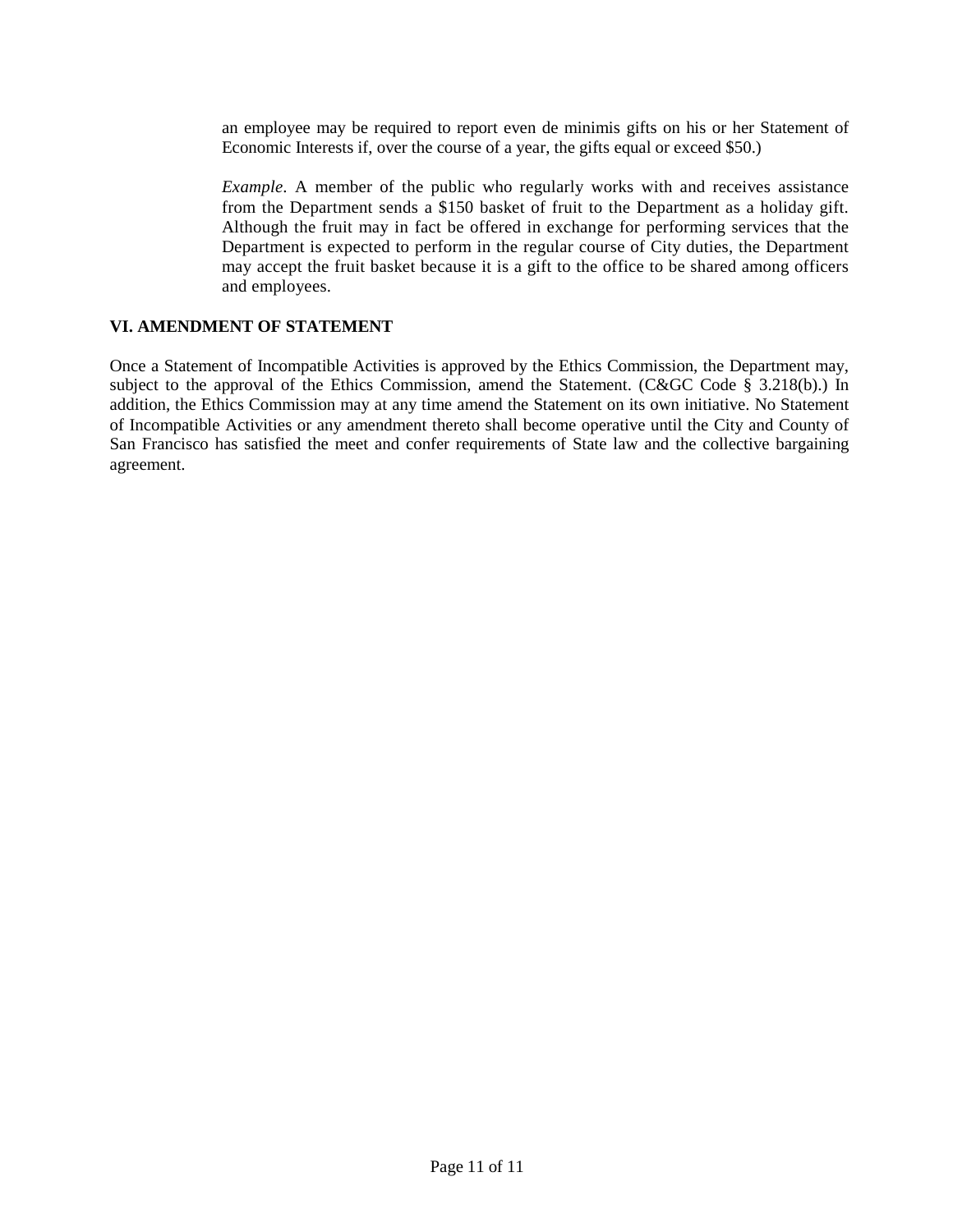an employee may be required to report even de minimis gifts on his or her Statement of Economic Interests if, over the course of a year, the gifts equal or exceed $50.)

*Example*. A member of the public who regularly works with and receives assistance from the Department sends a $150 basket of fruit to the Department as a holiday gift. Although the fruit may in fact be offered in exchange for performing services that the Department is expected to perform in the regular course of City duties, the Department may accept the fruit basket because it is a gift to the office to be shared among officers and employees.

## VI. AMENDMENT OF STATEMENT

Once a Statement of Incompatible Activities is approved by the Ethics Commission, the Department may, subject to the approval of the Ethics Commission, amend the Statement. (C&GC Code § 3.218(b).) In addition, the Ethics Commission may at any time amend the Statement on its own initiative. No Statement of Incompatible Activities or any amendment thereto shall become operative until the City and County of San Francisco has satisfied the meet and confer requirements of State law and the collective bargaining agreement.